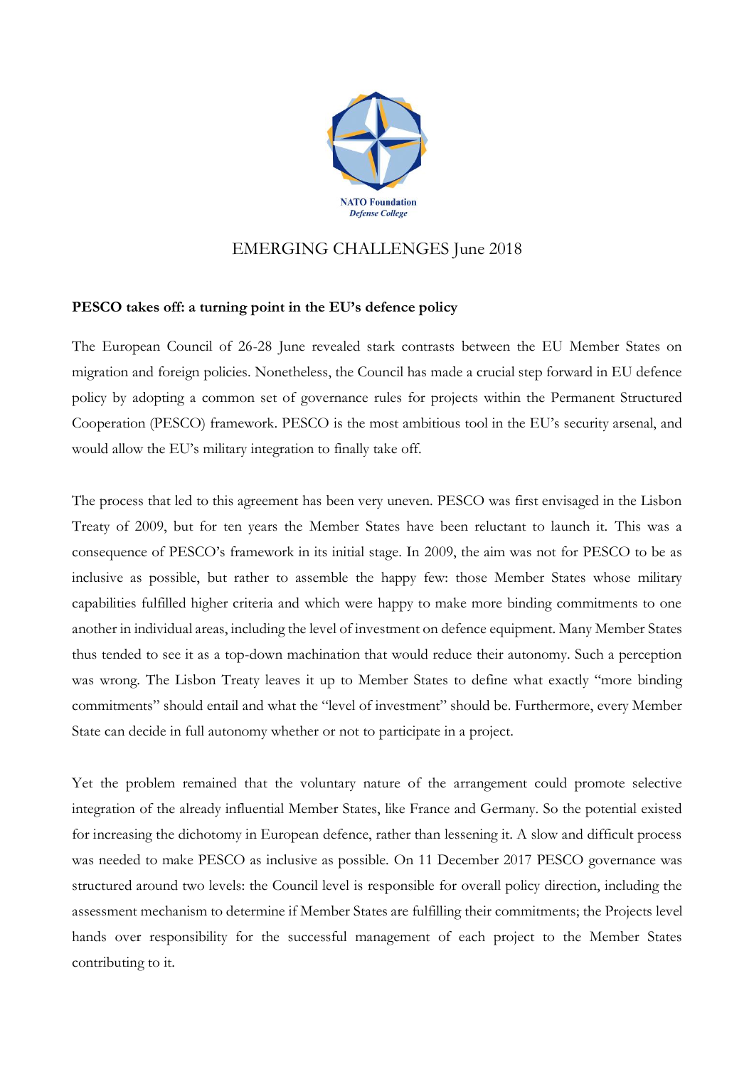NATO Foundation
*Defense College*

EMERGING CHALLENGES June 2018

**PESCO takes off: a turning point in the EU's defence policy**

The European Council of 26-28 June revealed stark contrasts between the EU Member States on migration and foreign policies. Nonetheless, the Council has made a crucial step forward in EU defence policy by adopting a common set of governance rules for projects within the Permanent Structured Cooperation (PESCO) framework. PESCO is the most ambitious tool in the EU's security arsenal, and would allow the EU's military integration to finally take off.

The process that led to this agreement has been very uneven. PESCO was first envisaged in the Lisbon Treaty of 2009, but for ten years the Member States have been reluctant to launch it. This was a consequence of PESCO's framework in its initial stage. In 2009, the aim was not for PESCO to be as inclusive as possible, but rather to assemble the happy few: those Member States whose military capabilities fulfilled higher criteria and which were happy to make more binding commitments to one another in individual areas, including the level of investment on defence equipment. Many Member States thus tended to see it as a top-down machination that would reduce their autonomy. Such a perception was wrong. The Lisbon Treaty leaves it up to Member States to define what exactly "more binding commitments" should entail and what the "level of investment" should be. Furthermore, every Member State can decide in full autonomy whether or not to participate in a project.

Yet the problem remained that the voluntary nature of the arrangement could promote selective integration of the already influential Member States, like France and Germany. So the potential existed for increasing the dichotomy in European defence, rather than lessening it. A slow and difficult process was needed to make PESCO as inclusive as possible. On 11 December 2017 PESCO governance was structured around two levels: the Council level is responsible for overall policy direction, including the assessment mechanism to determine if Member States are fulfilling their commitments; the Projects level hands over responsibility for the successful management of each project to the Member States contributing to it.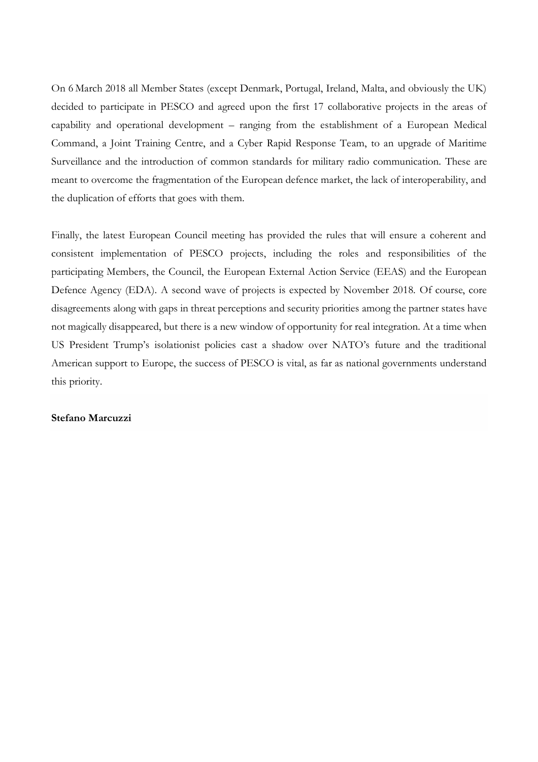On 6 March 2018 all Member States (except Denmark, Portugal, Ireland, Malta, and obviously the UK) decided to participate in PESCO and agreed upon the first 17 collaborative projects in the areas of capability and operational development – ranging from the establishment of a European Medical Command, a Joint Training Centre, and a Cyber Rapid Response Team, to an upgrade of Maritime Surveillance and the introduction of common standards for military radio communication. These are meant to overcome the fragmentation of the European defence market, the lack of interoperability, and the duplication of efforts that goes with them.

Finally, the latest European Council meeting has provided the rules that will ensure a coherent and consistent implementation of PESCO projects, including the roles and responsibilities of the participating Members, the Council, the European External Action Service (EEAS) and the European Defence Agency (EDA). A second wave of projects is expected by November 2018. Of course, core disagreements along with gaps in threat perceptions and security priorities among the partner states have not magically disappeared, but there is a new window of opportunity for real integration. At a time when US President Trump's isolationist policies cast a shadow over NATO's future and the traditional American support to Europe, the success of PESCO is vital, as far as national governments understand this priority.

**Stefano Marcuzzi**